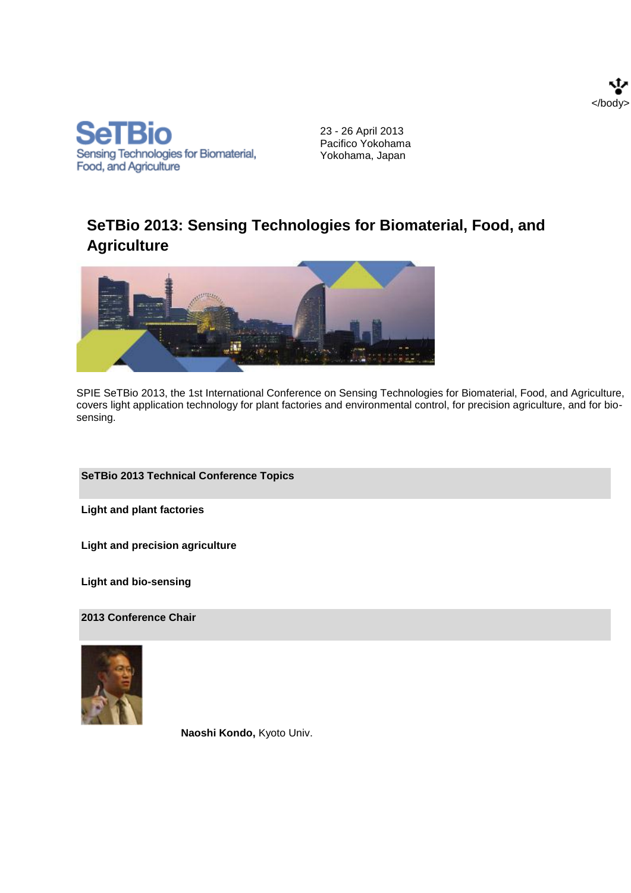**SeTBio**
Sensing Technologies for Biomaterial, Food, and Agriculture

23 - 26 April 2013
Pacifico Yokohama
Yokohama, Japan

# SeTBio 2013: Sensing Technologies for Biomaterial, Food, and Agriculture

SPIE SeTBio 2013, the 1st International Conference on Sensing Technologies for Biomaterial, Food, and Agriculture, covers light application technology for plant factories and environmental control, for precision agriculture, and for bio-sensing.

## SeTBio 2013 Technical Conference Topics

**Light and plant factories**

**Light and precision agriculture**

**Light and bio-sensing**

## 2013 Conference Chair

**Naoshi Kondo,** Kyoto Univ.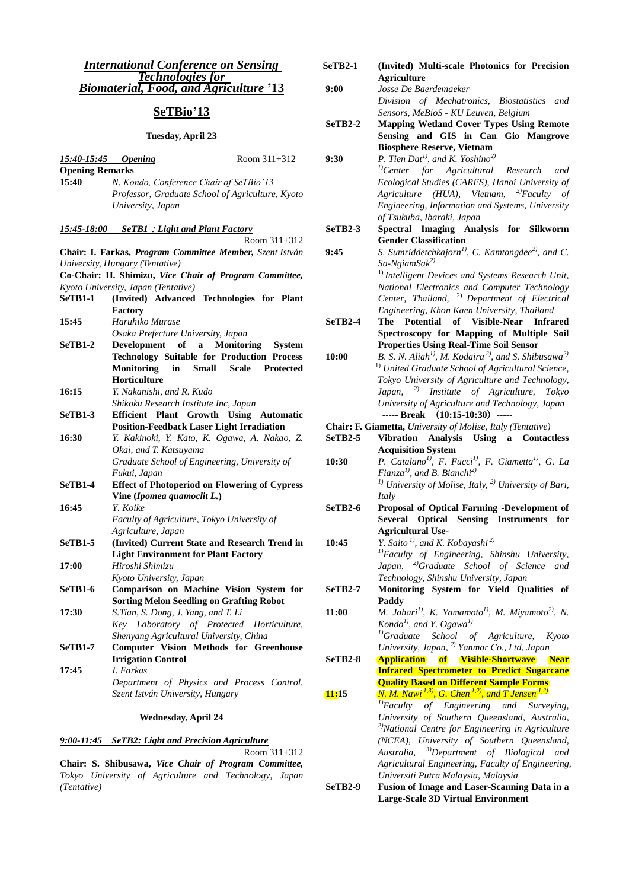# *International Conference on Sensing Technologies for Biomaterial, Food, and Agriculture* '13

## SeTBio'13

### Tuesday, April 23

***15:40-15:45 Opening*** Room 311+312

**Opening Remarks**

**15:40** *N. Kondo, Conference Chair of SeTBio'13*
*Professor, Graduate School of Agriculture, Kyoto University, Japan*

***15:45-18:00 SeTB1 : Light and Plant Factory*** Room 311+312

**Chair: I. Farkas,** ***Program Committee Member,*** *Szent István University, Hungary (Tentative)*

**Co-Chair: H. Shimizu,** ***Vice Chair of Program Committee,*** *Kyoto University, Japan (Tentative)*

**SeTB1-1** **(Invited) Advanced Technologies for Plant Factory**
**15:45** *Haruhiko Murase*
*Osaka Prefecture University, Japan*

**SeTB1-2** **Development of a Monitoring System Technology Suitable for Production Process Monitoring in Small Scale Protected Horticulture**
**16:15** *Y. Nakanishi, and R. Kudo*
*Shikoku Research Institute Inc, Japan*

**SeTB1-3** **Efficient Plant Growth Using Automatic Position-Feedback Laser Light Irradiation**
**16:30** *Y. Kakinoki, Y. Kato, K. Ogawa, A. Nakao, Z. Okai, and T. Katsuyama*
*Graduate School of Engineering, University of Fukui, Japan*

**SeTB1-4** **Effect of Photoperiod on Flowering of Cypress Vine (*Ipomea quamoclit L.*)**
**16:45** *Y. Koike*
*Faculty of Agriculture, Tokyo University of Agriculture, Japan*

**SeTB1-5** **(Invited) Current State and Research Trend in Light Environment for Plant Factory**
**17:00** *Hiroshi Shimizu*
*Kyoto University, Japan*

**SeTB1-6** **Comparison on Machine Vision System for Sorting Melon Seedling on Grafting Robot**
**17:30** *S.Tian, S. Dong, J. Yang, and T. Li*
*Key Laboratory of Protected Horticulture, Shenyang Agricultural University, China*

**SeTB1-7** **Computer Vision Methods for Greenhouse Irrigation Control**
**17:45** *I. Farkas*
*Department of Physics and Process Control, Szent István University, Hungary*

### Wednesday, April 24

***9:00-11:45 SeTB2: Light and Precision Agriculture*** Room 311+312

**Chair: S. Shibusawa,** ***Vice Chair of Program Committee,*** *Tokyo University of Agriculture and Technology, Japan (Tentative)*

**SeTB2-1** **(Invited) Multi-scale Photonics for Precision Agriculture**
**9:00** *Josse De Baerdemaeker*
*Division of Mechatronics, Biostatistics and Sensors, MeBioS - KU Leuven, Belgium*

**SeTB2-2** **Mapping Wetland Cover Types Using Remote Sensing and GIS in Can Gio Mangrove Biosphere Reserve, Vietnam**
**9:30** *P. Tien Dat[1], and K. Yoshino[2]*
*[1]Center for Agricultural Research and Ecological Studies (CARES), Hanoi University of Agriculture (HUA), Vietnam, [2]Faculty of Engineering, Information and Systems, University of Tsukuba, Ibaraki, Japan*

**SeTB2-3** **Spectral Imaging Analysis for Silkworm Gender Classification**
**9:45** *S. Sumriddetchkajorn[1], C. Kamtongdee[2], and C. Sa-NgiamSak[2]*
*[1] Intelligent Devices and Systems Research Unit, National Electronics and Computer Technology Center, Thailand, [2] Department of Electrical Engineering, Khon Kaen University, Thailand*

**SeTB2-4** **The Potential of Visible-Near Infrared Spectroscopy for Mapping of Multiple Soil Properties Using Real-Time Soil Sensor**
**10:00** *B. S. N. Aliah[1], M. Kodaira[2], and S. Shibusawa[2]*
*[1] United Graduate School of Agricultural Science, Tokyo University of Agriculture and Technology, Japan, [2] Institute of Agriculture, Tokyo University of Agriculture and Technology, Japan*

**----- Break （10:15-10:30） -----**

**Chair: F. Giametta,** *University of Molise, Italy (Tentative)*

**SeTB2-5** **Vibration Analysis Using a Contactless Acquisition System**
**10:30** *P. Catalano[1], F. Fucci[1], F. Giametta[1], G. La Fianza[1], and B. Bianchi[2]*
*[1] University of Molise, Italy, [2] University of Bari, Italy*

**SeTB2-6** **Proposal of Optical Farming -Development of Several Optical Sensing Instruments for Agricultural Use-**
**10:45** *Y. Saito[1], and K. Kobayashi[2]*
*[1]Faculty of Engineering, Shinshu University, Japan, [2]Graduate School of Science and Technology, Shinshu University, Japan*

**SeTB2-7** **Monitoring System for Yield Qualities of Paddy**
**11:00** *M. Jahari[1], K. Yamamoto[1], M. Miyamoto[2], N. Kondo[1], and Y. Ogawa[1]*
*[1]Graduate School of Agriculture, Kyoto University, Japan, [2] Yanmar Co., Ltd, Japan*

**SeTB2-8** **Application of Visible-Shortwave Near Infrared Spectrometer to Predict Sugarcane Quality Based on Different Sample Forms**
**11:15** *N. M. Nawi[1,3], G. Chen[1,2], and T Jensen[1,2]*
*[1]Faculty of Engineering and Surveying, University of Southern Queensland, Australia, [2]National Centre for Engineering in Agriculture (NCEA), University of Southern Queensland, Australia, [3]Department of Biological and Agricultural Engineering, Faculty of Engineering, Universiti Putra Malaysia, Malaysia*

**SeTB2-9** **Fusion of Image and Laser-Scanning Data in a Large-Scale 3D Virtual Environment**